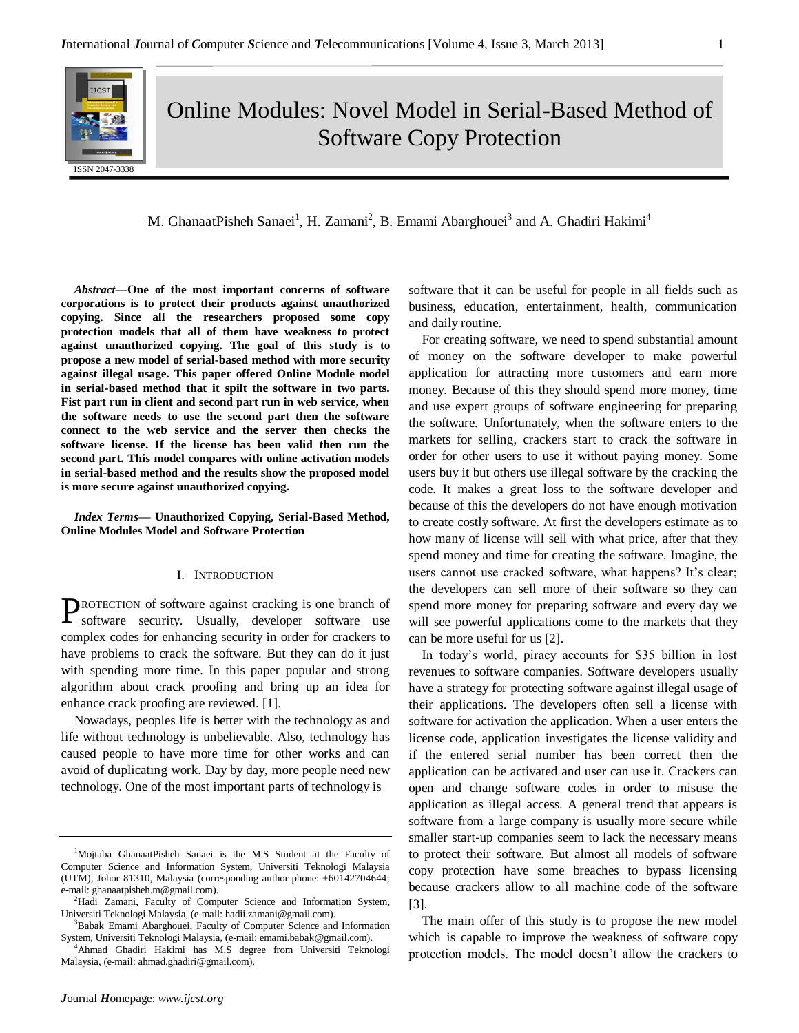# Online Modules: Novel Model in Serial-Based Method of Software Copy Protection

M. GhanaatPisheh Sanaei[1], H. Zamani[2], B. Emami Abarghouei[3] and A. Ghadiri Hakimi[4]

***Abstract*—One of the most important concerns of software corporations is to protect their products against unauthorized copying. Since all the researchers proposed some copy protection models that all of them have weakness to protect against unauthorized copying. The goal of this study is to propose a new model of serial-based method with more security against illegal usage. This paper offered Online Module model in serial-based method that it spilt the software in two parts. Fist part run in client and second part run in web service, when the software needs to use the second part then the software connect to the web service and the server then checks the software license. If the license has been valid then run the second part. This model compares with online activation models in serial-based method and the results show the proposed model is more secure against unauthorized copying.**

***Index Terms*— Unauthorized Copying, Serial-Based Method, Online Modules Model and Software Protection**

## I. Introduction

PROTECTION of software against cracking is one branch of software security. Usually, developer software use complex codes for enhancing security in order for crackers to have problems to crack the software. But they can do it just with spending more time. In this paper popular and strong algorithm about crack proofing and bring up an idea for enhance crack proofing are reviewed. [1].

Nowadays, peoples life is better with the technology as and life without technology is unbelievable. Also, technology has caused people to have more time for other works and can avoid of duplicating work. Day by day, more people need new technology. One of the most important parts of technology is software that it can be useful for people in all fields such as business, education, entertainment, health, communication and daily routine.

For creating software, we need to spend substantial amount of money on the software developer to make powerful application for attracting more customers and earn more money. Because of this they should spend more money, time and use expert groups of software engineering for preparing the software. Unfortunately, when the software enters to the markets for selling, crackers start to crack the software in order for other users to use it without paying money. Some users buy it but others use illegal software by the cracking the code. It makes a great loss to the software developer and because of this the developers do not have enough motivation to create costly software. At first the developers estimate as to how many of license will sell with what price, after that they spend money and time for creating the software. Imagine, the users cannot use cracked software, what happens? It's clear; the developers can sell more of their software so they can spend more money for preparing software and every day we will see powerful applications come to the markets that they can be more useful for us [2].

In today's world, piracy accounts for $35 billion in lost revenues to software companies. Software developers usually have a strategy for protecting software against illegal usage of their applications. The developers often sell a license with software for activation the application. When a user enters the license code, application investigates the license validity and if the entered serial number has been correct then the application can be activated and user can use it. Crackers can open and change software codes in order to misuse the application as illegal access. A general trend that appears is software from a large company is usually more secure while smaller start-up companies seem to lack the necessary means to protect their software. But almost all models of software copy protection have some breaches to bypass licensing because crackers allow to all machine code of the software [3].

The main offer of this study is to propose the new model which is capable to improve the weakness of software copy protection models. The model doesn't allow the crackers to

---

[1]Mojtaba GhanaatPisheh Sanaei is the M.S Student at the Faculty of Computer Science and Information System, Universiti Teknologi Malaysia (UTM), Johor 81310, Malaysia (corresponding author phone: +60142704644; e-mail: ghanaatpisheh.m@gmail.com).

[2]Hadi Zamani, Faculty of Computer Science and Information System, Universiti Teknologi Malaysia, (e-mail: hadii.zamani@gmail.com).

[3]Babak Emami Abarghouei, Faculty of Computer Science and Information System, Universiti Teknologi Malaysia, (e-mail: emami.babak@gmail.com).

[4]Ahmad Ghadiri Hakimi has M.S degree from Universiti Teknologi Malaysia, (e-mail: ahmad.ghadiri@gmail.com).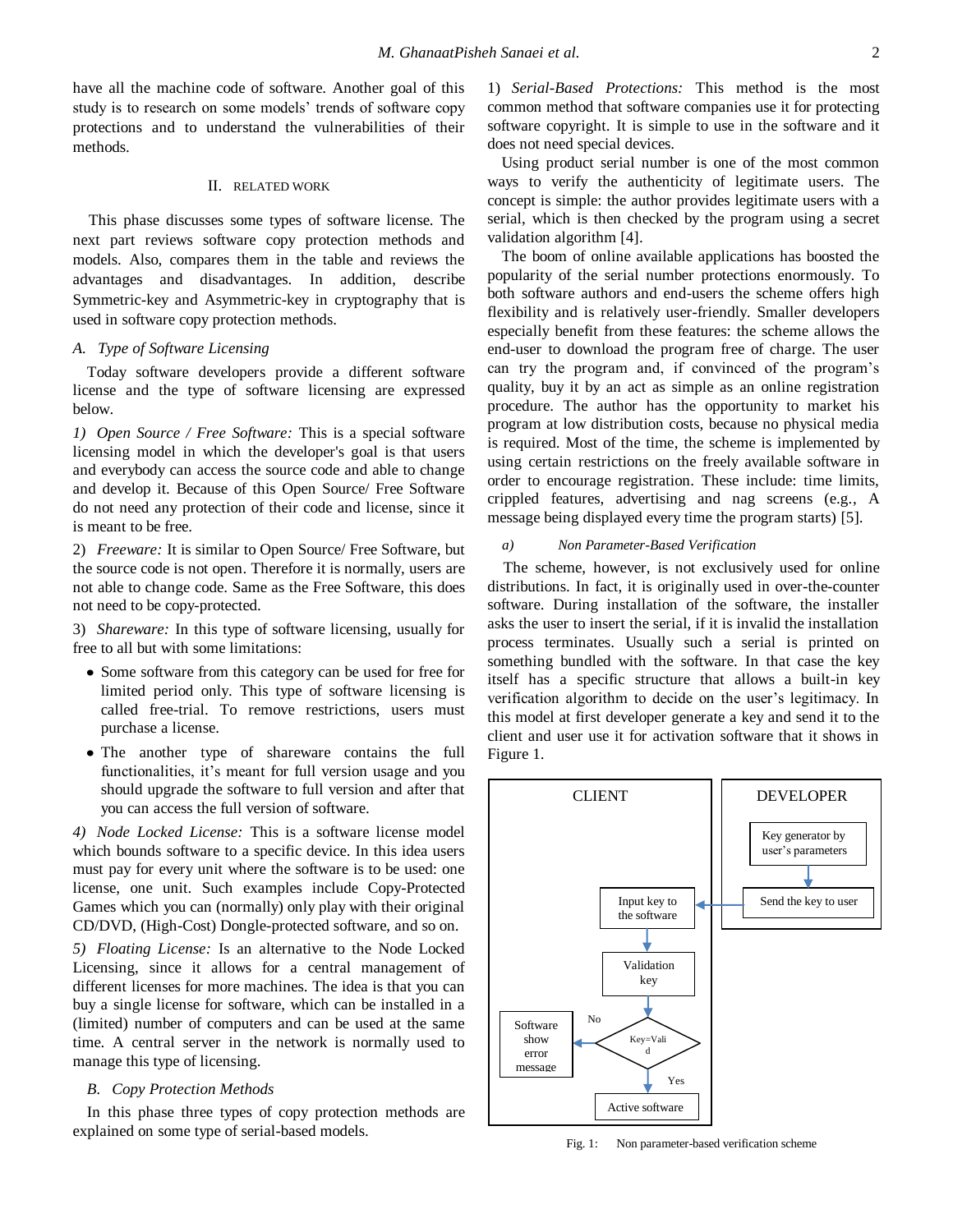have all the machine code of software. Another goal of this study is to research on some models' trends of software copy protections and to understand the vulnerabilities of their methods.

## II. Related Work

This phase discusses some types of software license. The next part reviews software copy protection methods and models. Also, compares them in the table and reviews the advantages and disadvantages. In addition, describe Symmetric-key and Asymmetric-key in cryptography that is used in software copy protection methods.

### A. Type of Software Licensing

Today software developers provide a different software license and the type of software licensing are expressed below.

1) *Open Source / Free Software:* This is a special software licensing model in which the developer's goal is that users and everybody can access the source code and able to change and develop it. Because of this Open Source/ Free Software do not need any protection of their code and license, since it is meant to be free.

2) *Freeware:* It is similar to Open Source/ Free Software, but the source code is not open. Therefore it is normally, users are not able to change code. Same as the Free Software, this does not need to be copy-protected.

3) *Shareware:* In this type of software licensing, usually for free to all but with some limitations:

- Some software from this category can be used for free for limited period only. This type of software licensing is called free-trial. To remove restrictions, users must purchase a license.
- The another type of shareware contains the full functionalities, it's meant for full version usage and you should upgrade the software to full version and after that you can access the full version of software.

4) *Node Locked License:* This is a software license model which bounds software to a specific device. In this idea users must pay for every unit where the software is to be used: one license, one unit. Such examples include Copy-Protected Games which you can (normally) only play with their original CD/DVD, (High-Cost) Dongle-protected software, and so on.

5) *Floating License:* Is an alternative to the Node Locked Licensing, since it allows for a central management of different licenses for more machines. The idea is that you can buy a single license for software, which can be installed in a (limited) number of computers and can be used at the same time. A central server in the network is normally used to manage this type of licensing.

### B. Copy Protection Methods

In this phase three types of copy protection methods are explained on some type of serial-based models.

1) *Serial-Based Protections:* This method is the most common method that software companies use it for protecting software copyright. It is simple to use in the software and it does not need special devices.

Using product serial number is one of the most common ways to verify the authenticity of legitimate users. The concept is simple: the author provides legitimate users with a serial, which is then checked by the program using a secret validation algorithm [4].

The boom of online available applications has boosted the popularity of the serial number protections enormously. To both software authors and end-users the scheme offers high flexibility and is relatively user-friendly. Smaller developers especially benefit from these features: the scheme allows the end-user to download the program free of charge. The user can try the program and, if convinced of the program's quality, buy it by an act as simple as an online registration procedure. The author has the opportunity to market his program at low distribution costs, because no physical media is required. Most of the time, the scheme is implemented by using certain restrictions on the freely available software in order to encourage registration. These include: time limits, crippled features, advertising and nag screens (e.g., A message being displayed every time the program starts) [5].

*a) Non Parameter-Based Verification*

The scheme, however, is not exclusively used for online distributions. In fact, it is originally used in over-the-counter software. During installation of the software, the installer asks the user to insert the serial, if it is invalid the installation process terminates. Usually such a serial is printed on something bundled with the software. In that case the key itself has a specific structure that allows a built-in key verification algorithm to decide on the user's legitimacy. In this model at first developer generate a key and send it to the client and user use it for activation software that it shows in Figure 1.

Fig. 1: Non parameter-based verification scheme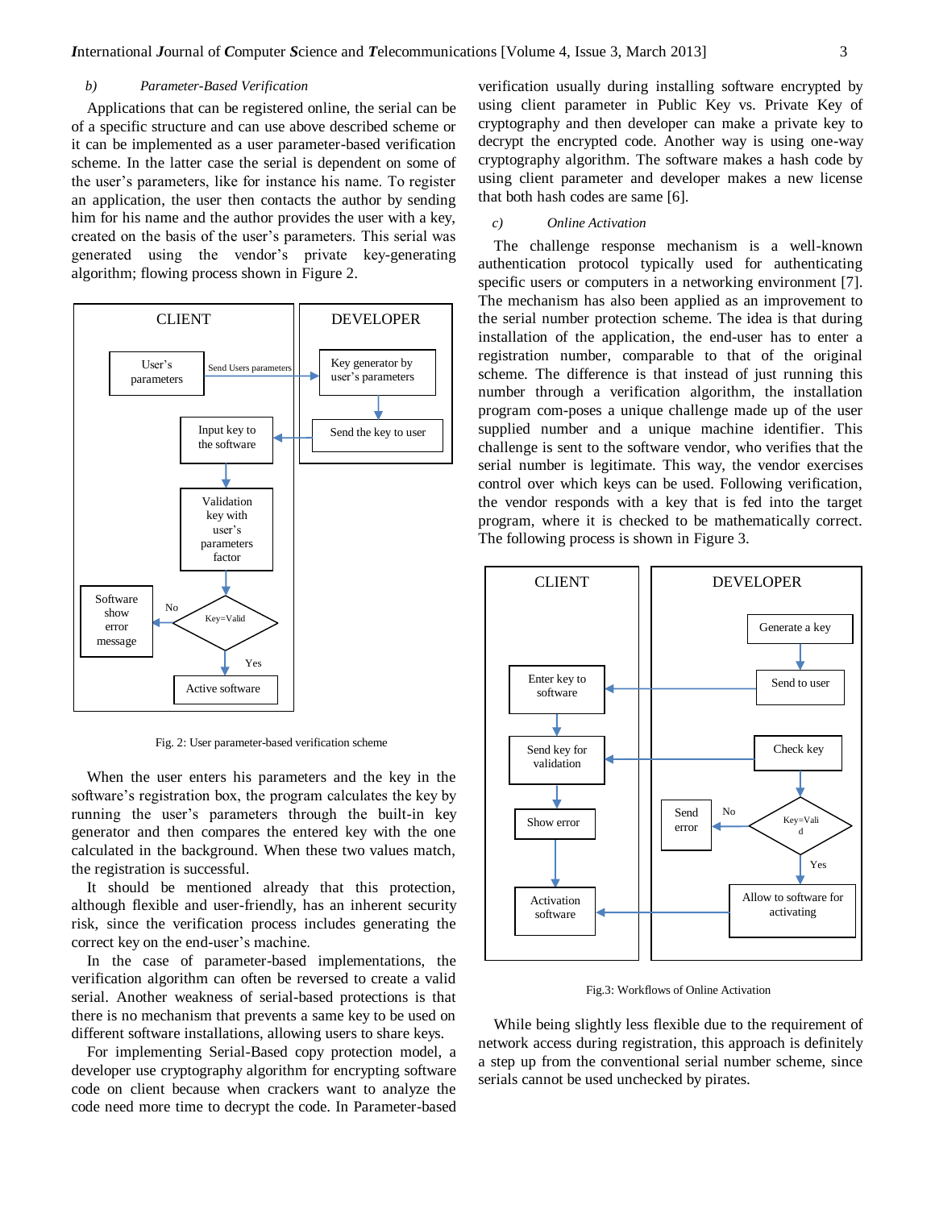### b) *Parameter-Based Verification*

Applications that can be registered online, the serial can be of a specific structure and can use above described scheme or it can be implemented as a user parameter-based verification scheme. In the latter case the serial is dependent on some of the user's parameters, like for instance his name. To register an application, the user then contacts the author by sending him for his name and the author provides the user with a key, created on the basis of the user's parameters. This serial was generated using the vendor's private key-generating algorithm; flowing process shown in Figure 2.

Fig. 2: User parameter-based verification scheme

When the user enters his parameters and the key in the software's registration box, the program calculates the key by running the user's parameters through the built-in key generator and then compares the entered key with the one calculated in the background. When these two values match, the registration is successful.

It should be mentioned already that this protection, although flexible and user-friendly, has an inherent security risk, since the verification process includes generating the correct key on the end-user's machine.

In the case of parameter-based implementations, the verification algorithm can often be reversed to create a valid serial. Another weakness of serial-based protections is that there is no mechanism that prevents a same key to be used on different software installations, allowing users to share keys.

For implementing Serial-Based copy protection model, a developer use cryptography algorithm for encrypting software code on client because when crackers want to analyze the code need more time to decrypt the code. In Parameter-based verification usually during installing software encrypted by using client parameter in Public Key vs. Private Key of cryptography and then developer can make a private key to decrypt the encrypted code. Another way is using one-way cryptography algorithm. The software makes a hash code by using client parameter and developer makes a new license that both hash codes are same [6].

### c) *Online Activation*

The challenge response mechanism is a well-known authentication protocol typically used for authenticating specific users or computers in a networking environment [7]. The mechanism has also been applied as an improvement to the serial number protection scheme. The idea is that during installation of the application, the end-user has to enter a registration number, comparable to that of the original scheme. The difference is that instead of just running this number through a verification algorithm, the installation program com-poses a unique challenge made up of the user supplied number and a unique machine identifier. This challenge is sent to the software vendor, who verifies that the serial number is legitimate. This way, the vendor exercises control over which keys can be used. Following verification, the vendor responds with a key that is fed into the target program, where it is checked to be mathematically correct. The following process is shown in Figure 3.

Fig.3: Workflows of Online Activation

While being slightly less flexible due to the requirement of network access during registration, this approach is definitely a step up from the conventional serial number scheme, since serials cannot be used unchecked by pirates.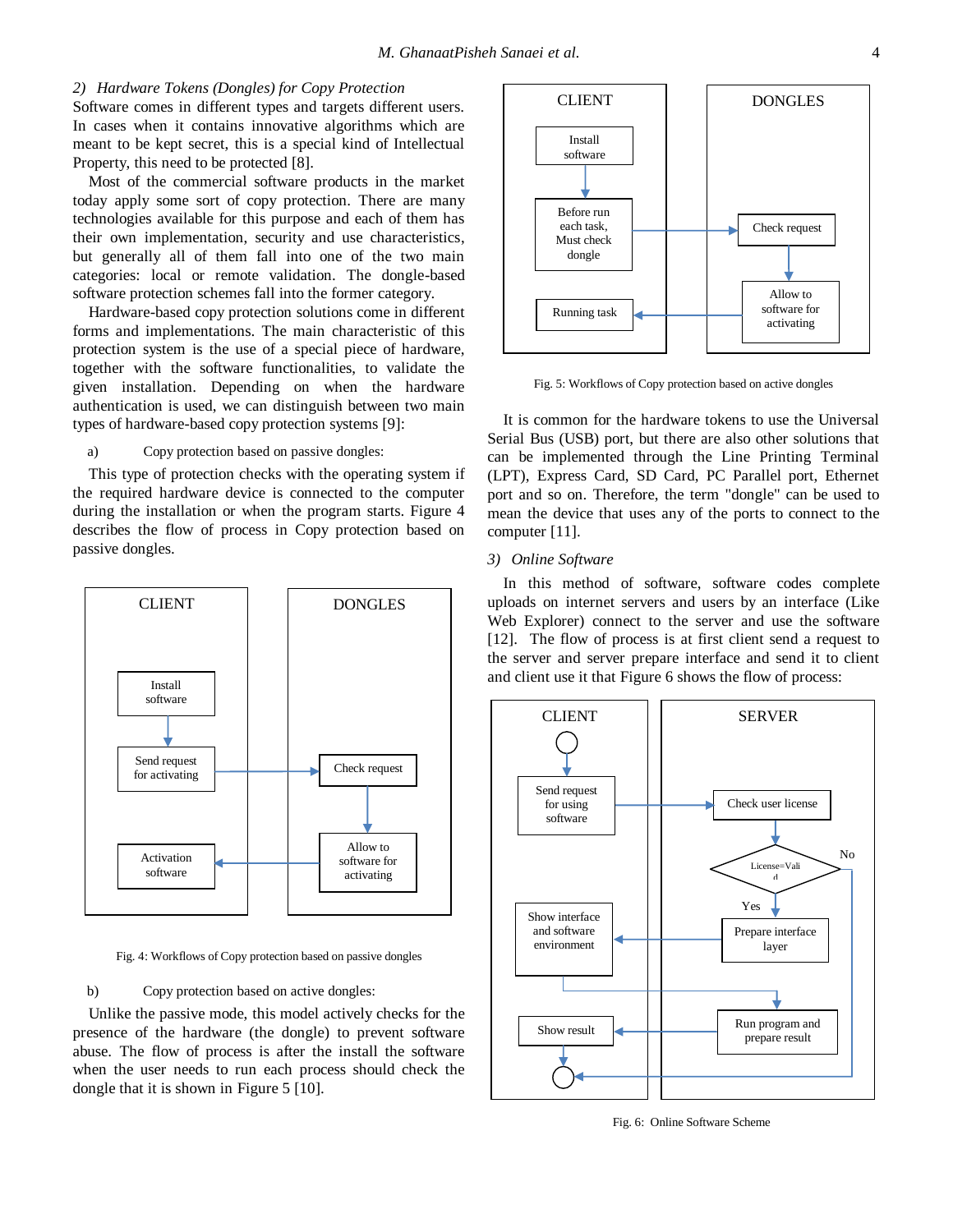### 2) *Hardware Tokens (Dongles) for Copy Protection*

Software comes in different types and targets different users. In cases when it contains innovative algorithms which are meant to be kept secret, this is a special kind of Intellectual Property, this need to be protected [8].

Most of the commercial software products in the market today apply some sort of copy protection. There are many technologies available for this purpose and each of them has their own implementation, security and use characteristics, but generally all of them fall into one of the two main categories: local or remote validation. The dongle-based software protection schemes fall into the former category.

Hardware-based copy protection solutions come in different forms and implementations. The main characteristic of this protection system is the use of a special piece of hardware, together with the software functionalities, to validate the given installation. Depending on when the hardware authentication is used, we can distinguish between two main types of hardware-based copy protection systems [9]:

a) Copy protection based on passive dongles:

This type of protection checks with the operating system if the required hardware device is connected to the computer during the installation or when the program starts. Figure 4 describes the flow of process in Copy protection based on passive dongles.

Fig. 4: Workflows of Copy protection based on passive dongles

b) Copy protection based on active dongles:

Unlike the passive mode, this model actively checks for the presence of the hardware (the dongle) to prevent software abuse. The flow of process is after the install the software when the user needs to run each process should check the dongle that it is shown in Figure 5 [10].

Fig. 5: Workflows of Copy protection based on active dongles

It is common for the hardware tokens to use the Universal Serial Bus (USB) port, but there are also other solutions that can be implemented through the Line Printing Terminal (LPT), Express Card, SD Card, PC Parallel port, Ethernet port and so on. Therefore, the term "dongle" can be used to mean the device that uses any of the ports to connect to the computer [11].

### 3) *Online Software*

In this method of software, software codes complete uploads on internet servers and users by an interface (Like Web Explorer) connect to the server and use the software [12]. The flow of process is at first client send a request to the server and server prepare interface and send it to client and client use it that Figure 6 shows the flow of process:

Fig. 6: Online Software Scheme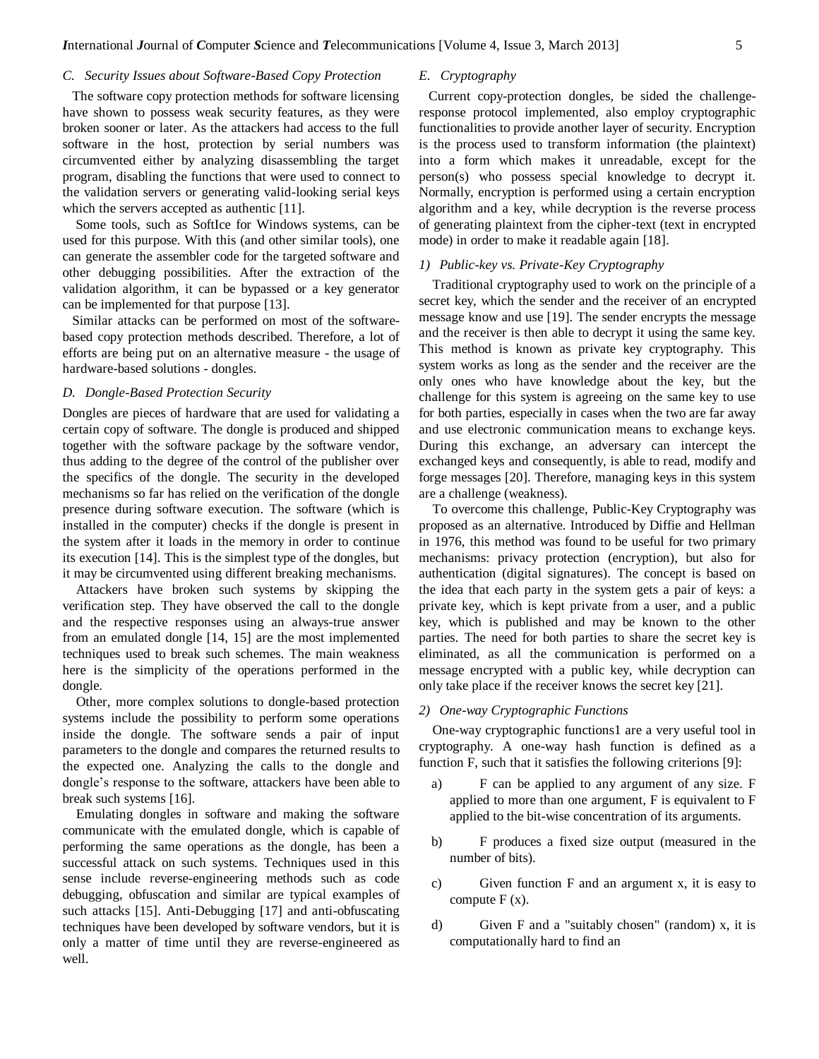### C. Security Issues about Software-Based Copy Protection

The software copy protection methods for software licensing have shown to possess weak security features, as they were broken sooner or later. As the attackers had access to the full software in the host, protection by serial numbers was circumvented either by analyzing disassembling the target program, disabling the functions that were used to connect to the validation servers or generating valid-looking serial keys which the servers accepted as authentic [11].

Some tools, such as SoftIce for Windows systems, can be used for this purpose. With this (and other similar tools), one can generate the assembler code for the targeted software and other debugging possibilities. After the extraction of the validation algorithm, it can be bypassed or a key generator can be implemented for that purpose [13].

Similar attacks can be performed on most of the software-based copy protection methods described. Therefore, a lot of efforts are being put on an alternative measure - the usage of hardware-based solutions - dongles.

### D. Dongle-Based Protection Security

Dongles are pieces of hardware that are used for validating a certain copy of software. The dongle is produced and shipped together with the software package by the software vendor, thus adding to the degree of the control of the publisher over the specifics of the dongle. The security in the developed mechanisms so far has relied on the verification of the dongle presence during software execution. The software (which is installed in the computer) checks if the dongle is present in the system after it loads in the memory in order to continue its execution [14]. This is the simplest type of the dongles, but it may be circumvented using different breaking mechanisms.

Attackers have broken such systems by skipping the verification step. They have observed the call to the dongle and the respective responses using an always-true answer from an emulated dongle [14, 15] are the most implemented techniques used to break such schemes. The main weakness here is the simplicity of the operations performed in the dongle.

Other, more complex solutions to dongle-based protection systems include the possibility to perform some operations inside the dongle. The software sends a pair of input parameters to the dongle and compares the returned results to the expected one. Analyzing the calls to the dongle and dongle's response to the software, attackers have been able to break such systems [16].

Emulating dongles in software and making the software communicate with the emulated dongle, which is capable of performing the same operations as the dongle, has been a successful attack on such systems. Techniques used in this sense include reverse-engineering methods such as code debugging, obfuscation and similar are typical examples of such attacks [15]. Anti-Debugging [17] and anti-obfuscating techniques have been developed by software vendors, but it is only a matter of time until they are reverse-engineered as well.

### E. Cryptography

Current copy-protection dongles, be sided the challenge-response protocol implemented, also employ cryptographic functionalities to provide another layer of security. Encryption is the process used to transform information (the plaintext) into a form which makes it unreadable, except for the person(s) who possess special knowledge to decrypt it. Normally, encryption is performed using a certain encryption algorithm and a key, while decryption is the reverse process of generating plaintext from the cipher-text (text in encrypted mode) in order to make it readable again [18].

#### 1) Public-key vs. Private-Key Cryptography

Traditional cryptography used to work on the principle of a secret key, which the sender and the receiver of an encrypted message know and use [19]. The sender encrypts the message and the receiver is then able to decrypt it using the same key. This method is known as private key cryptography. This system works as long as the sender and the receiver are the only ones who have knowledge about the key, but the challenge for this system is agreeing on the same key to use for both parties, especially in cases when the two are far away and use electronic communication means to exchange keys. During this exchange, an adversary can intercept the exchanged keys and consequently, is able to read, modify and forge messages [20]. Therefore, managing keys in this system are a challenge (weakness).

To overcome this challenge, Public-Key Cryptography was proposed as an alternative. Introduced by Diffie and Hellman in 1976, this method was found to be useful for two primary mechanisms: privacy protection (encryption), but also for authentication (digital signatures). The concept is based on the idea that each party in the system gets a pair of keys: a private key, which is kept private from a user, and a public key, which is published and may be known to the other parties. The need for both parties to share the secret key is eliminated, as all the communication is performed on a message encrypted with a public key, while decryption can only take place if the receiver knows the secret key [21].

#### 2) One-way Cryptographic Functions

One-way cryptographic functions1 are a very useful tool in cryptography. A one-way hash function is defined as a function F, such that it satisfies the following criterions [9]:

a) F can be applied to any argument of any size. F applied to more than one argument, F is equivalent to F applied to the bit-wise concentration of its arguments.

b) F produces a fixed size output (measured in the number of bits).

c) Given function F and an argument x, it is easy to compute F (x).

d) Given F and a "suitably chosen" (random) x, it is computationally hard to find an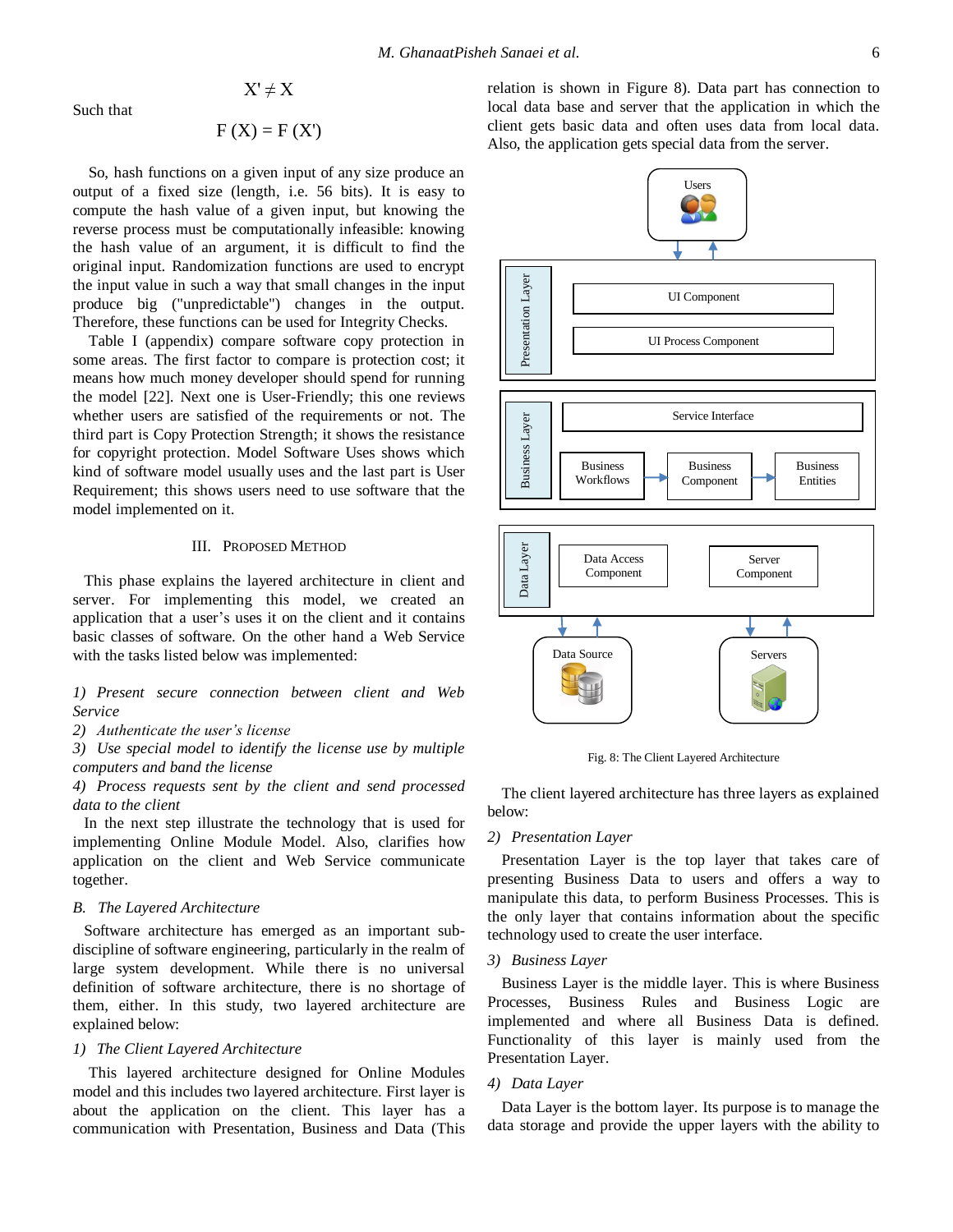$$X' \neq X$$

Such that

$$F(X) = F(X')$$

So, hash functions on a given input of any size produce an output of a fixed size (length, i.e. 56 bits). It is easy to compute the hash value of a given input, but knowing the reverse process must be computationally infeasible: knowing the hash value of an argument, it is difficult to find the original input. Randomization functions are used to encrypt the input value in such a way that small changes in the input produce big ("unpredictable") changes in the output. Therefore, these functions can be used for Integrity Checks.

Table I (appendix) compare software copy protection in some areas. The first factor to compare is protection cost; it means how much money developer should spend for running the model [22]. Next one is User-Friendly; this one reviews whether users are satisfied of the requirements or not. The third part is Copy Protection Strength; it shows the resistance for copyright protection. Model Software Uses shows which kind of software model usually uses and the last part is User Requirement; this shows users need to use software that the model implemented on it.

## III. Proposed Method

This phase explains the layered architecture in client and server. For implementing this model, we created an application that a user's uses it on the client and it contains basic classes of software. On the other hand a Web Service with the tasks listed below was implemented:

*1) Present secure connection between client and Web Service*

*2) Authenticate the user's license*

*3) Use special model to identify the license use by multiple computers and band the license*

*4) Process requests sent by the client and send processed data to the client*

In the next step illustrate the technology that is used for implementing Online Module Model. Also, clarifies how application on the client and Web Service communicate together.

### *B. The Layered Architecture*

Software architecture has emerged as an important sub-discipline of software engineering, particularly in the realm of large system development. While there is no universal definition of software architecture, there is no shortage of them, either. In this study, two layered architecture are explained below:

#### *1) The Client Layered Architecture*

This layered architecture designed for Online Modules model and this includes two layered architecture. First layer is about the application on the client. This layer has a communication with Presentation, Business and Data (This relation is shown in Figure 8). Data part has connection to local data base and server that the application in which the client gets basic data and often uses data from local data. Also, the application gets special data from the server.

Fig. 8: The Client Layered Architecture

The client layered architecture has three layers as explained below:

#### *2) Presentation Layer*

Presentation Layer is the top layer that takes care of presenting Business Data to users and offers a way to manipulate this data, to perform Business Processes. This is the only layer that contains information about the specific technology used to create the user interface.

#### *3) Business Layer*

Business Layer is the middle layer. This is where Business Processes, Business Rules and Business Logic are implemented and where all Business Data is defined. Functionality of this layer is mainly used from the Presentation Layer.

#### *4) Data Layer*

Data Layer is the bottom layer. Its purpose is to manage the data storage and provide the upper layers with the ability to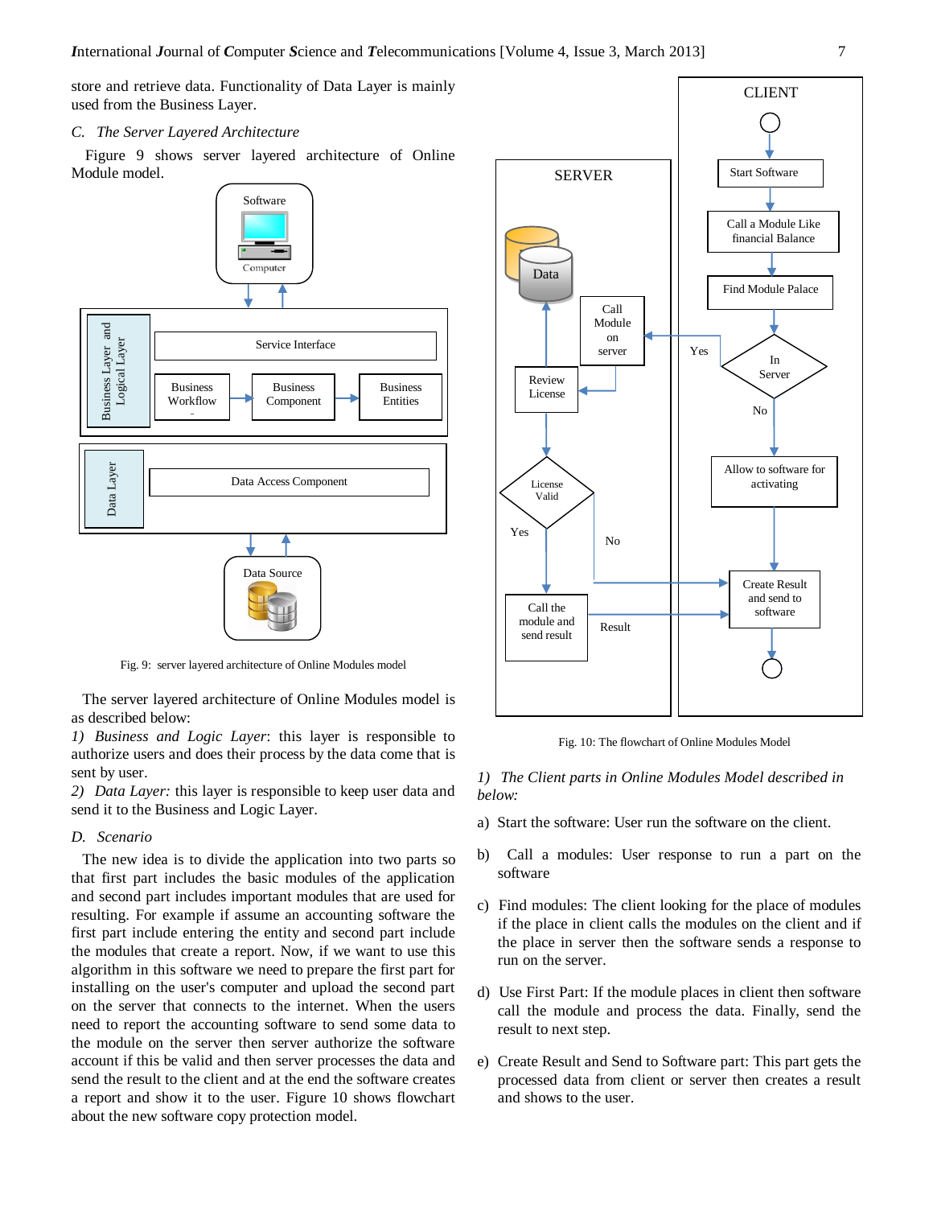store and retrieve data. Functionality of Data Layer is mainly used from the Business Layer.

### *C. The Server Layered Architecture*

Figure 9 shows server layered architecture of Online Module model.

Fig. 9: server layered architecture of Online Modules model

The server layered architecture of Online Modules model is as described below:

*1) Business and Logic Layer*: this layer is responsible to authorize users and does their process by the data come that is sent by user.

*2) Data Layer:* this layer is responsible to keep user data and send it to the Business and Logic Layer.

### *D. Scenario*

The new idea is to divide the application into two parts so that first part includes the basic modules of the application and second part includes important modules that are used for resulting. For example if assume an accounting software the first part include entering the entity and second part include the modules that create a report. Now, if we want to use this algorithm in this software we need to prepare the first part for installing on the user's computer and upload the second part on the server that connects to the internet. When the users need to report the accounting software to send some data to the module on the server then server authorize the software account if this be valid and then server processes the data and send the result to the client and at the end the software creates a report and show it to the user. Figure 10 shows flowchart about the new software copy protection model.

Fig. 10: The flowchart of Online Modules Model

*1) The Client parts in Online Modules Model described in below:*

a) Start the software: User run the software on the client.

b) Call a modules: User response to run a part on the software

c) Find modules: The client looking for the place of modules if the place in client calls the modules on the client and if the place in server then the software sends a response to run on the server.

d) Use First Part: If the module places in client then software call the module and process the data. Finally, send the result to next step.

e) Create Result and Send to Software part: This part gets the processed data from client or server then creates a result and shows to the user.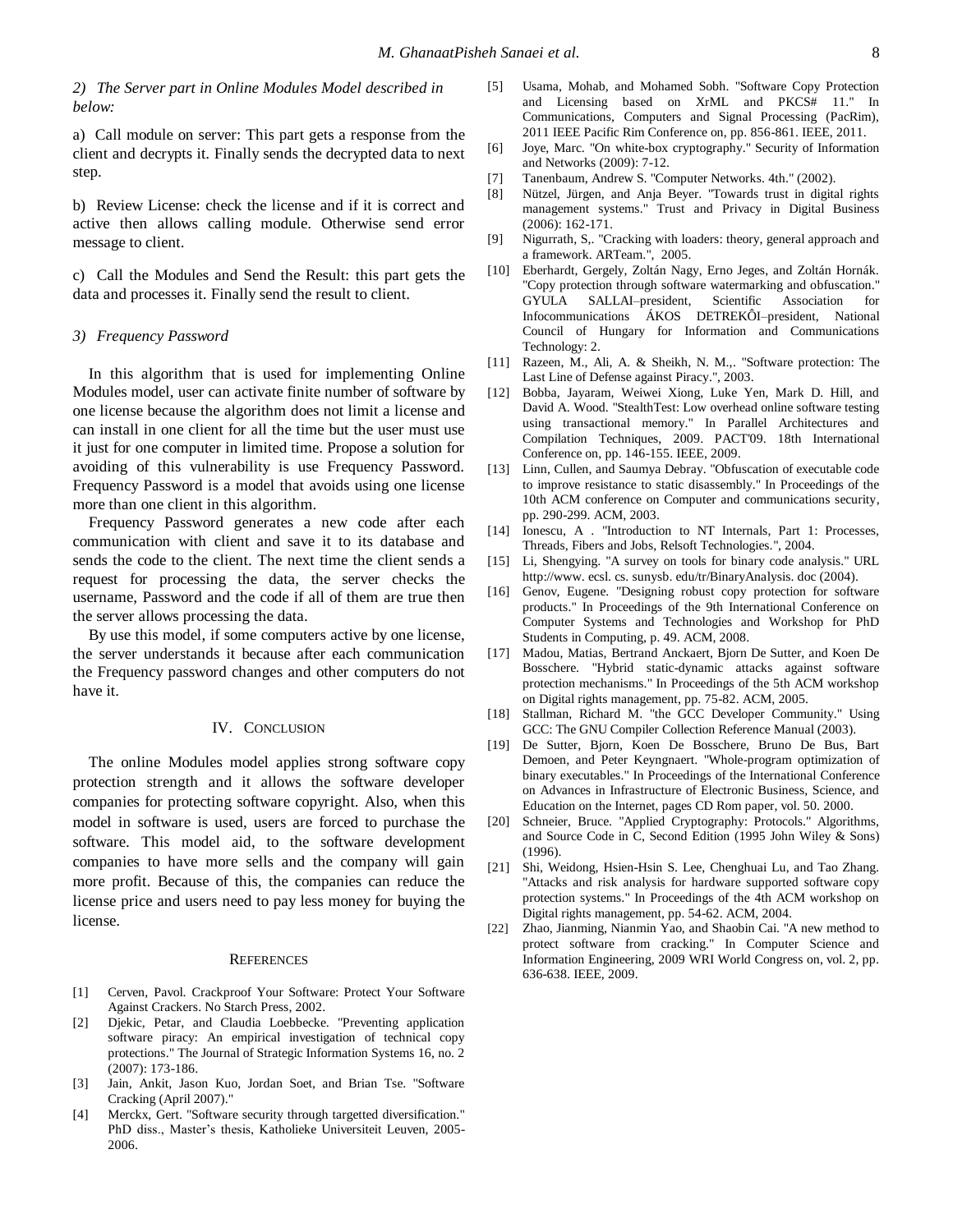*2) The Server part in Online Modules Model described in below:*

a) Call module on server: This part gets a response from the client and decrypts it. Finally sends the decrypted data to next step.

b) Review License: check the license and if it is correct and active then allows calling module. Otherwise send error message to client.

c) Call the Modules and Send the Result: this part gets the data and processes it. Finally send the result to client.

*3) Frequency Password*

In this algorithm that is used for implementing Online Modules model, user can activate finite number of software by one license because the algorithm does not limit a license and can install in one client for all the time but the user must use it just for one computer in limited time. Propose a solution for avoiding of this vulnerability is use Frequency Password. Frequency Password is a model that avoids using one license more than one client in this algorithm.

Frequency Password generates a new code after each communication with client and save it to its database and sends the code to the client. The next time the client sends a request for processing the data, the server checks the username, Password and the code if all of them are true then the server allows processing the data.

By use this model, if some computers active by one license, the server understands it because after each communication the Frequency password changes and other computers do not have it.

## IV. Conclusion

The online Modules model applies strong software copy protection strength and it allows the software developer companies for protecting software copyright. Also, when this model in software is used, users are forced to purchase the software. This model aid, to the software development companies to have more sells and the company will gain more profit. Because of this, the companies can reduce the license price and users need to pay less money for buying the license.

## References

[1] Cerven, Pavol. Crackproof Your Software: Protect Your Software Against Crackers. No Starch Press, 2002.

[2] Djekic, Petar, and Claudia Loebbecke. "Preventing application software piracy: An empirical investigation of technical copy protections." The Journal of Strategic Information Systems 16, no. 2 (2007): 173-186.

[3] Jain, Ankit, Jason Kuo, Jordan Soet, and Brian Tse. "Software Cracking (April 2007)."

[4] Merckx, Gert. "Software security through targetted diversification." PhD diss., Master's thesis, Katholieke Universiteit Leuven, 2005-2006.

[5] Usama, Mohab, and Mohamed Sobh. "Software Copy Protection and Licensing based on XrML and PKCS# 11." In Communications, Computers and Signal Processing (PacRim), 2011 IEEE Pacific Rim Conference on, pp. 856-861. IEEE, 2011.

[6] Joye, Marc. "On white-box cryptography." Security of Information and Networks (2009): 7-12.

[7] Tanenbaum, Andrew S. "Computer Networks. 4th." (2002).

[8] Nützel, Jürgen, and Anja Beyer. "Towards trust in digital rights management systems." Trust and Privacy in Digital Business (2006): 162-171.

[9] Nigurrath, S,. "Cracking with loaders: theory, general approach and a framework. ARTeam.", 2005.

[10] Eberhardt, Gergely, Zoltán Nagy, Erno Jeges, and Zoltán Hornák. "Copy protection through software watermarking and obfuscation." GYULA SALLAI–president, Scientific Association for Infocommunications ÁKOS DETREKŐI–president, National Council of Hungary for Information and Communications Technology: 2.

[11] Razeen, M., Ali, A. & Sheikh, N. M.,. "Software protection: The Last Line of Defense against Piracy.", 2003.

[12] Bobba, Jayaram, Weiwei Xiong, Luke Yen, Mark D. Hill, and David A. Wood. "StealthTest: Low overhead online software testing using transactional memory." In Parallel Architectures and Compilation Techniques, 2009. PACT'09. 18th International Conference on, pp. 146-155. IEEE, 2009.

[13] Linn, Cullen, and Saumya Debray. "Obfuscation of executable code to improve resistance to static disassembly." In Proceedings of the 10th ACM conference on Computer and communications security, pp. 290-299. ACM, 2003.

[14] Ionescu, A . "Introduction to NT Internals, Part 1: Processes, Threads, Fibers and Jobs, Relsoft Technologies.", 2004.

[15] Li, Shengying. "A survey on tools for binary code analysis." URL http://www. ecsl. cs. sunysb. edu/tr/BinaryAnalysis. doc (2004).

[16] Genov, Eugene. "Designing robust copy protection for software products." In Proceedings of the 9th International Conference on Computer Systems and Technologies and Workshop for PhD Students in Computing, p. 49. ACM, 2008.

[17] Madou, Matias, Bertrand Anckaert, Bjorn De Sutter, and Koen De Bosschere. "Hybrid static-dynamic attacks against software protection mechanisms." In Proceedings of the 5th ACM workshop on Digital rights management, pp. 75-82. ACM, 2005.

[18] Stallman, Richard M. "the GCC Developer Community." Using GCC: The GNU Compiler Collection Reference Manual (2003).

[19] De Sutter, Bjorn, Koen De Bosschere, Bruno De Bus, Bart Demoen, and Peter Keyngnaert. "Whole-program optimization of binary executables." In Proceedings of the International Conference on Advances in Infrastructure of Electronic Business, Science, and Education on the Internet, pages CD Rom paper, vol. 50. 2000.

[20] Schneier, Bruce. "Applied Cryptography: Protocols." Algorithms, and Source Code in C, Second Edition (1995 John Wiley & Sons) (1996).

[21] Shi, Weidong, Hsien-Hsin S. Lee, Chenghuai Lu, and Tao Zhang. "Attacks and risk analysis for hardware supported software copy protection systems." In Proceedings of the 4th ACM workshop on Digital rights management, pp. 54-62. ACM, 2004.

[22] Zhao, Jianming, Nianmin Yao, and Shaobin Cai. "A new method to protect software from cracking." In Computer Science and Information Engineering, 2009 WRI World Congress on, vol. 2, pp. 636-638. IEEE, 2009.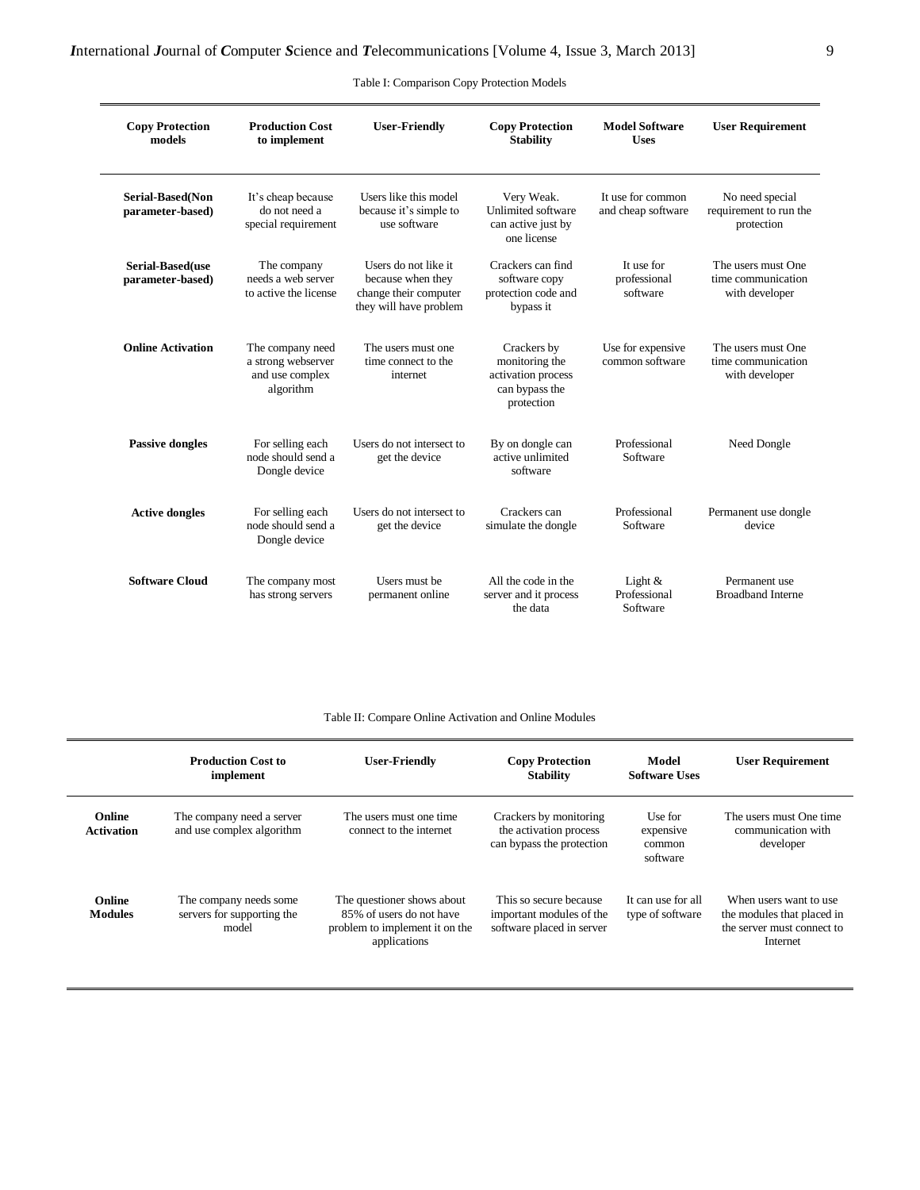Table I: Comparison Copy Protection Models

| Copy Protection models | Production Cost to implement | User-Friendly | Copy Protection Stability | Model Software Uses | User Requirement |
| --- | --- | --- | --- | --- | --- |
| **Serial-Based(Non parameter-based)** | It's cheap because do not need a special requirement | Users like this model because it's simple to use software | Very Weak. Unlimited software can active just by one license | It use for common and cheap software | No need special requirement to run the protection |
| **Serial-Based(use parameter-based)** | The company needs a web server to active the license | Users do not like it because when they change their computer they will have problem | Crackers can find software copy protection code and bypass it | It use for professional software | The users must One time communication with developer |
| **Online Activation** | The company need a strong webserver and use complex algorithm | The users must one time connect to the internet | Crackers by monitoring the activation process can bypass the protection | Use for expensive common software | The users must One time communication with developer |
| **Passive dongles** | For selling each node should send a Dongle device | Users do not intersect to get the device | By on dongle can active unlimited software | Professional Software | Need Dongle |
| **Active dongles** | For selling each node should send a Dongle device | Users do not intersect to get the device | Crackers can simulate the dongle | Professional Software | Permanent use dongle device |
| **Software Cloud** | The company most has strong servers | Users must be permanent online | All the code in the server and it process the data | Light & Professional Software | Permanent use Broadband Interne |

Table II: Compare Online Activation and Online Modules

| | Production Cost to implement | User-Friendly | Copy Protection Stability | Model Software Uses | User Requirement |
| --- | --- | --- | --- | --- | --- |
| **Online Activation** | The company need a server and use complex algorithm | The users must one time connect to the internet | Crackers by monitoring the activation process can bypass the protection | Use for expensive common software | The users must One time communication with developer |
| **Online Modules** | The company needs some servers for supporting the model | The questioner shows about 85% of users do not have problem to implement it on the applications | This so secure because important modules of the software placed in server | It can use for all type of software | When users want to use the modules that placed in the server must connect to Internet |